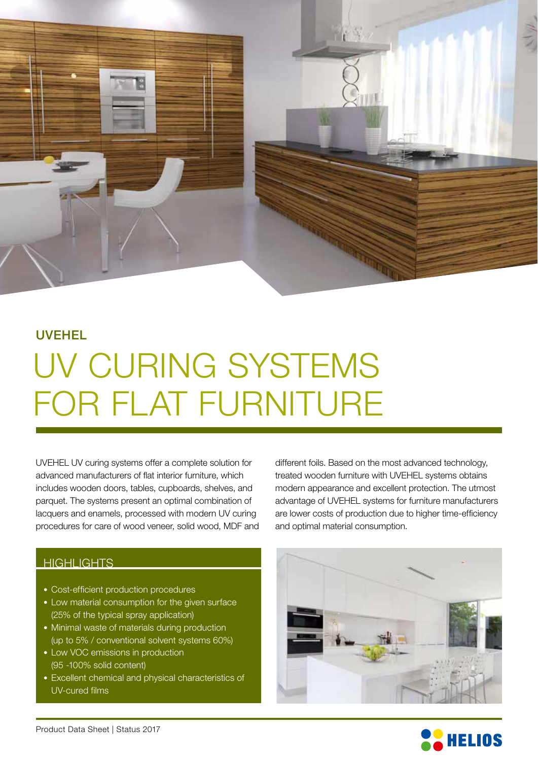UVEHEL

# UV CURING SYSTEMS FOR FLAT FURNITURE

UVEHEL UV curing systems offer a complete solution for advanced manufacturers of flat interior furniture, which includes wooden doors, tables, cupboards, shelves, and parquet. The systems present an optimal combination of lacquers and enamels, processed with modern UV curing procedures for care of wood veneer, solid wood, MDF and different foils. Based on the most advanced technology, treated wooden furniture with UVEHEL systems obtains modern appearance and excellent protection. The utmost advantage of UVEHEL systems for furniture manufacturers are lower costs of production due to higher time-efficiency and optimal material consumption.

## HIGHLIGHTS

- Cost-efficient production procedures
- Low material consumption for the given surface (25% of the typical spray application)
- Minimal waste of materials during production (up to 5% / conventional solvent systems 60%)
- Low VOC emissions in production (95 -100% solid content)
- Excellent chemical and physical characteristics of UV-cured films

Product Data Sheet | Status 2017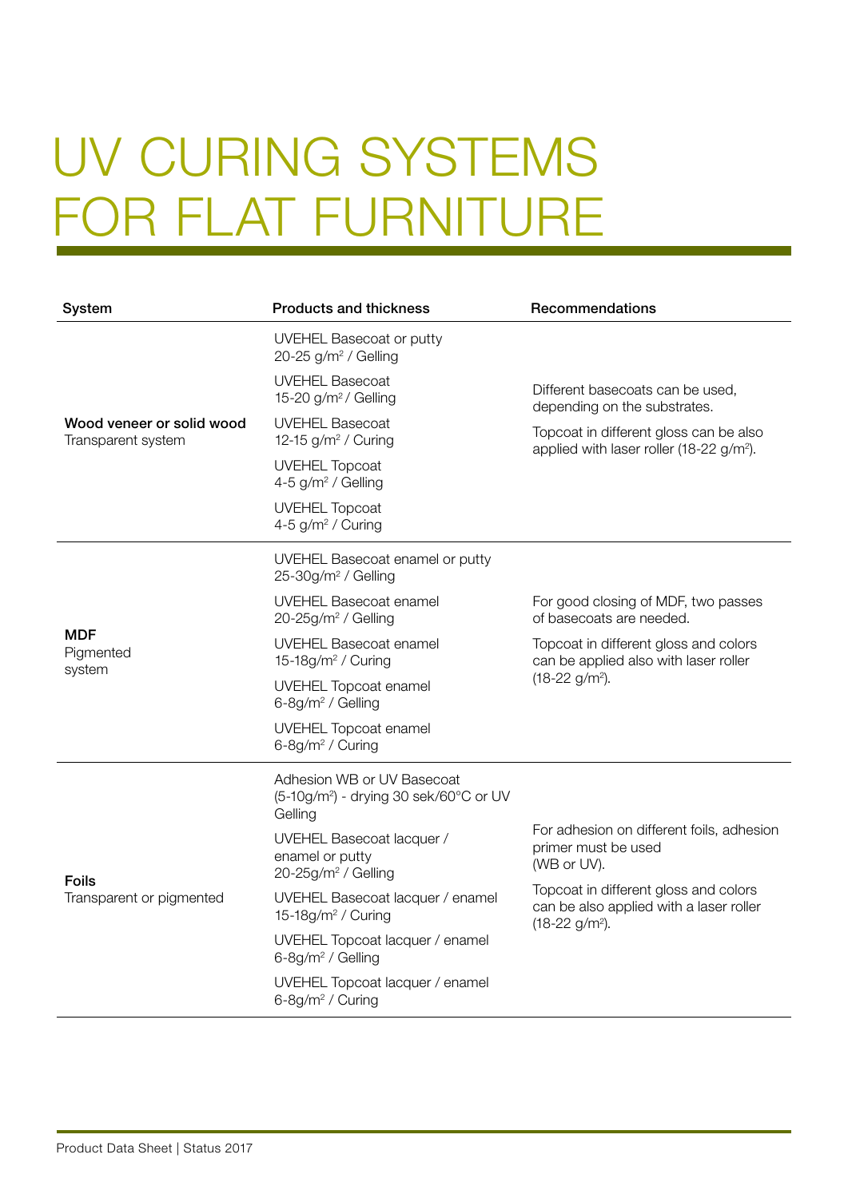# UV CURING SYSTEMS FOR FLAT FURNITURE

| System | Products and thickness | Recommendations |
|---|---|---|
| **Wood veneer or solid wood** Transparent system | UVEHEL Basecoat or putty 20-25 g/m$^2$ / Gelling<br>UVEHEL Basecoat 15-20 g/m$^2$ / Gelling<br>UVEHEL Basecoat 12-15 g/m$^2$ / Curing<br>UVEHEL Topcoat 4-5 g/m$^2$ / Gelling<br>UVEHEL Topcoat 4-5 g/m$^2$ / Curing | Different basecoats can be used, depending on the substrates.<br>Topcoat in different gloss can be also applied with laser roller (18-22 g/m$^2$). |
| **MDF** Pigmented system | UVEHEL Basecoat enamel or putty 25-30g/m$^2$ / Gelling<br>UVEHEL Basecoat enamel 20-25g/m$^2$ / Gelling<br>UVEHEL Basecoat enamel 15-18g/m$^2$ / Curing<br>UVEHEL Topcoat enamel 6-8g/m$^2$ / Gelling<br>UVEHEL Topcoat enamel 6-8g/m$^2$ / Curing | For good closing of MDF, two passes of basecoats are needed.<br>Topcoat in different gloss and colors can be applied also with laser roller (18-22 g/m$^2$). |
| **Foils** Transparent or pigmented | Adhesion WB or UV Basecoat (5-10g/m$^2$) - drying 30 sek/60°C or UV Gelling<br>UVEHEL Basecoat lacquer / enamel or putty 20-25g/m$^2$ / Gelling<br>UVEHEL Basecoat lacquer / enamel 15-18g/m$^2$ / Curing<br>UVEHEL Topcoat lacquer / enamel 6-8g/m$^2$ / Gelling<br>UVEHEL Topcoat lacquer / enamel 6-8g/m$^2$ / Curing | For adhesion on different foils, adhesion primer must be used (WB or UV).<br>Topcoat in different gloss and colors can be also applied with a laser roller (18-22 g/m$^2$). |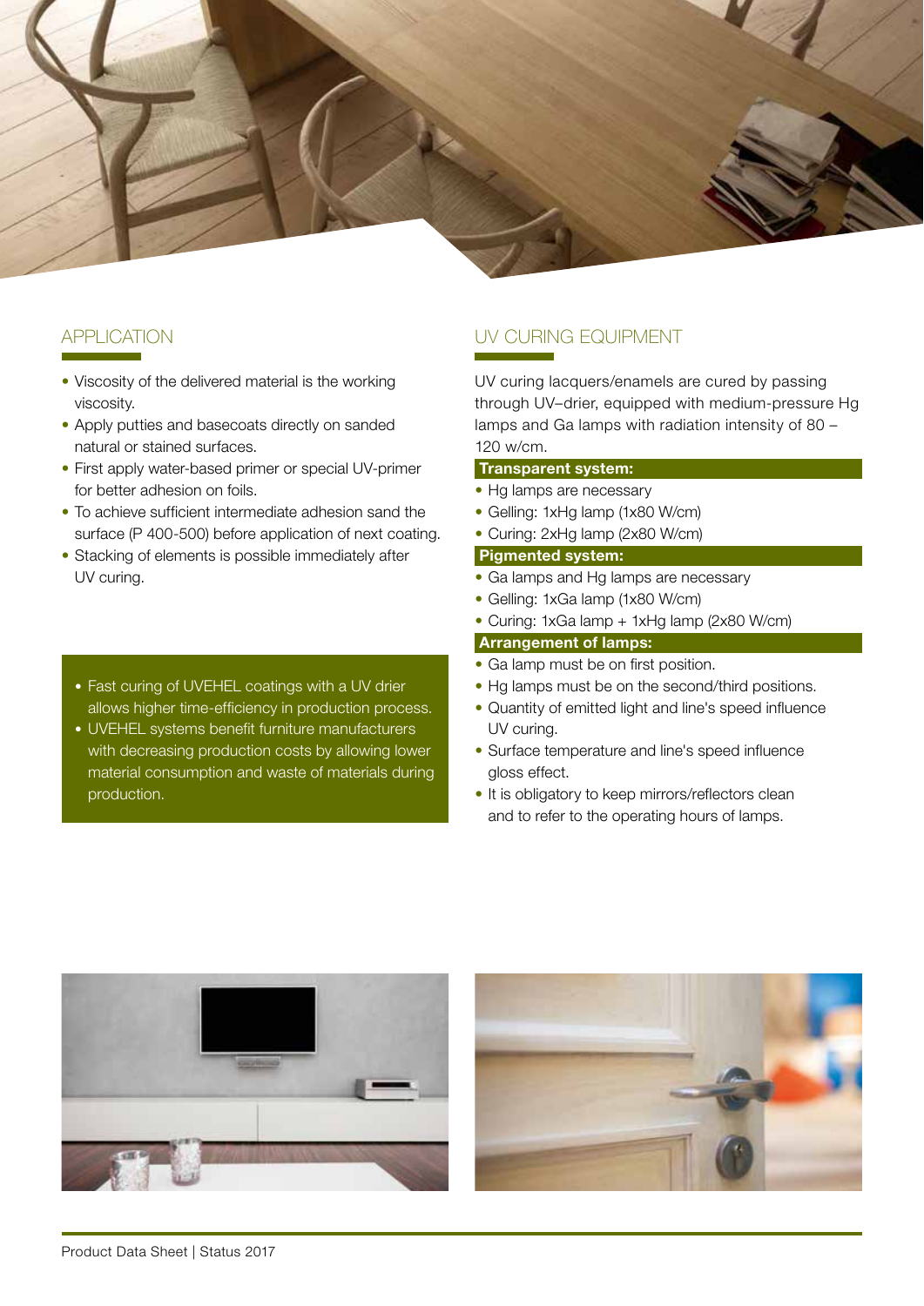## APPLICATION

- Viscosity of the delivered material is the working viscosity.
- Apply putties and basecoats directly on sanded natural or stained surfaces.
- First apply water-based primer or special UV-primer for better adhesion on foils.
- To achieve sufficient intermediate adhesion sand the surface (P 400-500) before application of next coating.
- Stacking of elements is possible immediately after UV curing.

- Fast curing of UVEHEL coatings with a UV drier allows higher time-efficiency in production process.
- UVEHEL systems benefit furniture manufacturers with decreasing production costs by allowing lower material consumption and waste of materials during production.

## UV CURING EQUIPMENT

UV curing lacquers/enamels are cured by passing through UV–drier, equipped with medium-pressure Hg lamps and Ga lamps with radiation intensity of 80 – 120 w/cm.

**Transparent system:**

- Hg lamps are necessary
- Gelling: 1xHg lamp (1x80 W/cm)
- Curing: 2xHg lamp (2x80 W/cm)

**Pigmented system:**

- Ga lamps and Hg lamps are necessary
- Gelling: 1xGa lamp (1x80 W/cm)
- Curing: 1xGa lamp + 1xHg lamp (2x80 W/cm)

**Arrangement of lamps:**

- Ga lamp must be on first position.
- Hg lamps must be on the second/third positions.
- Quantity of emitted light and line's speed influence UV curing.
- Surface temperature and line's speed influence gloss effect.
- It is obligatory to keep mirrors/reflectors clean and to refer to the operating hours of lamps.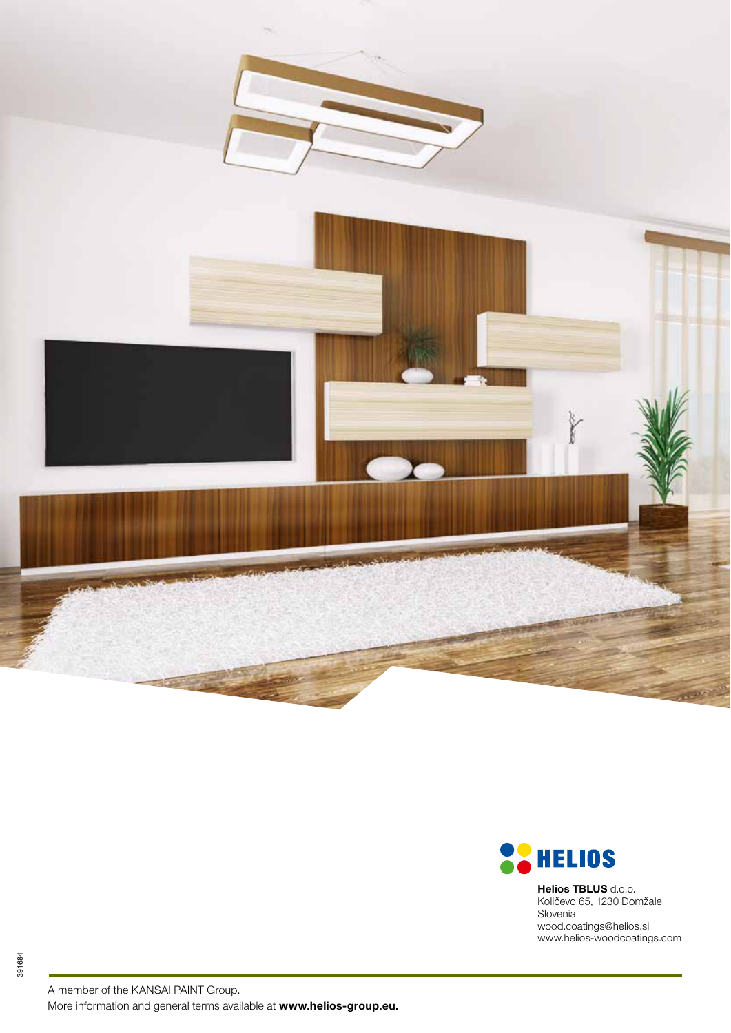HELIOS

**Helios TBLUS** d.o.o.
Količevo 65, 1230 Domžale
Slovenia
wood.coatings@helios.si
www.helios-woodcoatings.com

391684

A member of the KANSAI PAINT Group.
More information and general terms available at **www.helios-group.eu.**